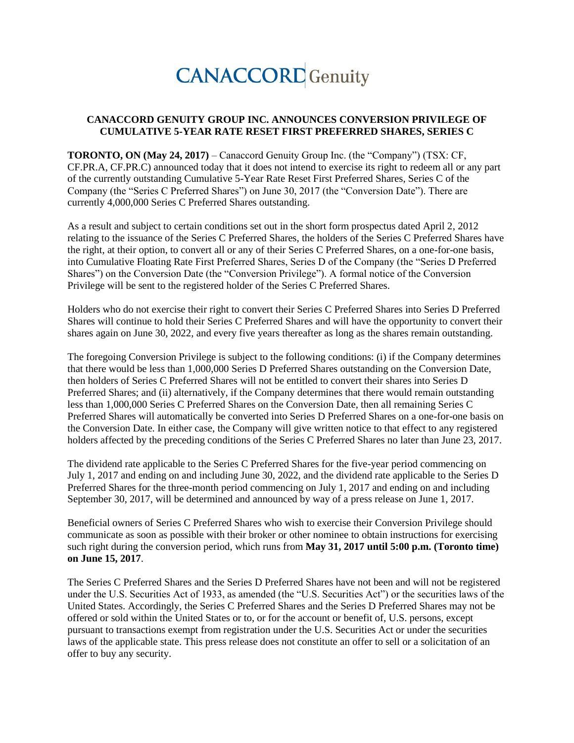CANACCORD Genuity

## CANACCORD GENUITY GROUP INC. ANNOUNCES CONVERSION PRIVILEGE OF CUMULATIVE 5-YEAR RATE RESET FIRST PREFERRED SHARES, SERIES C

**TORONTO, ON (May 24, 2017)** – Canaccord Genuity Group Inc. (the "Company") (TSX: CF, CF.PR.A, CF.PR.C) announced today that it does not intend to exercise its right to redeem all or any part of the currently outstanding Cumulative 5-Year Rate Reset First Preferred Shares, Series C of the Company (the "Series C Preferred Shares") on June 30, 2017 (the "Conversion Date"). There are currently 4,000,000 Series C Preferred Shares outstanding.

As a result and subject to certain conditions set out in the short form prospectus dated April 2, 2012 relating to the issuance of the Series C Preferred Shares, the holders of the Series C Preferred Shares have the right, at their option, to convert all or any of their Series C Preferred Shares, on a one-for-one basis, into Cumulative Floating Rate First Preferred Shares, Series D of the Company (the "Series D Preferred Shares") on the Conversion Date (the "Conversion Privilege"). A formal notice of the Conversion Privilege will be sent to the registered holder of the Series C Preferred Shares.

Holders who do not exercise their right to convert their Series C Preferred Shares into Series D Preferred Shares will continue to hold their Series C Preferred Shares and will have the opportunity to convert their shares again on June 30, 2022, and every five years thereafter as long as the shares remain outstanding.

The foregoing Conversion Privilege is subject to the following conditions: (i) if the Company determines that there would be less than 1,000,000 Series D Preferred Shares outstanding on the Conversion Date, then holders of Series C Preferred Shares will not be entitled to convert their shares into Series D Preferred Shares; and (ii) alternatively, if the Company determines that there would remain outstanding less than 1,000,000 Series C Preferred Shares on the Conversion Date, then all remaining Series C Preferred Shares will automatically be converted into Series D Preferred Shares on a one-for-one basis on the Conversion Date. In either case, the Company will give written notice to that effect to any registered holders affected by the preceding conditions of the Series C Preferred Shares no later than June 23, 2017.

The dividend rate applicable to the Series C Preferred Shares for the five-year period commencing on July 1, 2017 and ending on and including June 30, 2022, and the dividend rate applicable to the Series D Preferred Shares for the three-month period commencing on July 1, 2017 and ending on and including September 30, 2017, will be determined and announced by way of a press release on June 1, 2017.

Beneficial owners of Series C Preferred Shares who wish to exercise their Conversion Privilege should communicate as soon as possible with their broker or other nominee to obtain instructions for exercising such right during the conversion period, which runs from **May 31, 2017 until 5:00 p.m. (Toronto time) on June 15, 2017**.

The Series C Preferred Shares and the Series D Preferred Shares have not been and will not be registered under the U.S. Securities Act of 1933, as amended (the "U.S. Securities Act") or the securities laws of the United States. Accordingly, the Series C Preferred Shares and the Series D Preferred Shares may not be offered or sold within the United States or to, or for the account or benefit of, U.S. persons, except pursuant to transactions exempt from registration under the U.S. Securities Act or under the securities laws of the applicable state. This press release does not constitute an offer to sell or a solicitation of an offer to buy any security.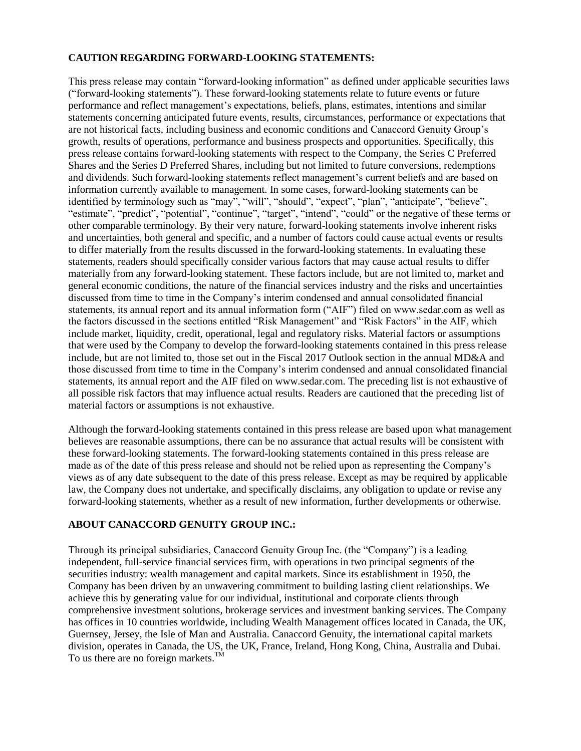**CAUTION REGARDING FORWARD-LOOKING STATEMENTS:**

This press release may contain "forward-looking information" as defined under applicable securities laws ("forward-looking statements"). These forward-looking statements relate to future events or future performance and reflect management's expectations, beliefs, plans, estimates, intentions and similar statements concerning anticipated future events, results, circumstances, performance or expectations that are not historical facts, including business and economic conditions and Canaccord Genuity Group's growth, results of operations, performance and business prospects and opportunities. Specifically, this press release contains forward-looking statements with respect to the Company, the Series C Preferred Shares and the Series D Preferred Shares, including but not limited to future conversions, redemptions and dividends. Such forward-looking statements reflect management's current beliefs and are based on information currently available to management. In some cases, forward-looking statements can be identified by terminology such as "may", "will", "should", "expect", "plan", "anticipate", "believe", "estimate", "predict", "potential", "continue", "target", "intend", "could" or the negative of these terms or other comparable terminology. By their very nature, forward-looking statements involve inherent risks and uncertainties, both general and specific, and a number of factors could cause actual events or results to differ materially from the results discussed in the forward-looking statements. In evaluating these statements, readers should specifically consider various factors that may cause actual results to differ materially from any forward-looking statement. These factors include, but are not limited to, market and general economic conditions, the nature of the financial services industry and the risks and uncertainties discussed from time to time in the Company's interim condensed and annual consolidated financial statements, its annual report and its annual information form ("AIF") filed on www.sedar.com as well as the factors discussed in the sections entitled "Risk Management" and "Risk Factors" in the AIF, which include market, liquidity, credit, operational, legal and regulatory risks. Material factors or assumptions that were used by the Company to develop the forward-looking statements contained in this press release include, but are not limited to, those set out in the Fiscal 2017 Outlook section in the annual MD&A and those discussed from time to time in the Company's interim condensed and annual consolidated financial statements, its annual report and the AIF filed on www.sedar.com. The preceding list is not exhaustive of all possible risk factors that may influence actual results. Readers are cautioned that the preceding list of material factors or assumptions is not exhaustive.

Although the forward-looking statements contained in this press release are based upon what management believes are reasonable assumptions, there can be no assurance that actual results will be consistent with these forward-looking statements. The forward-looking statements contained in this press release are made as of the date of this press release and should not be relied upon as representing the Company's views as of any date subsequent to the date of this press release. Except as may be required by applicable law, the Company does not undertake, and specifically disclaims, any obligation to update or revise any forward-looking statements, whether as a result of new information, further developments or otherwise.

**ABOUT CANACCORD GENUITY GROUP INC.:**

Through its principal subsidiaries, Canaccord Genuity Group Inc. (the "Company") is a leading independent, full-service financial services firm, with operations in two principal segments of the securities industry: wealth management and capital markets. Since its establishment in 1950, the Company has been driven by an unwavering commitment to building lasting client relationships. We achieve this by generating value for our individual, institutional and corporate clients through comprehensive investment solutions, brokerage services and investment banking services. The Company has offices in 10 countries worldwide, including Wealth Management offices located in Canada, the UK, Guernsey, Jersey, the Isle of Man and Australia. Canaccord Genuity, the international capital markets division, operates in Canada, the US, the UK, France, Ireland, Hong Kong, China, Australia and Dubai. To us there are no foreign markets.™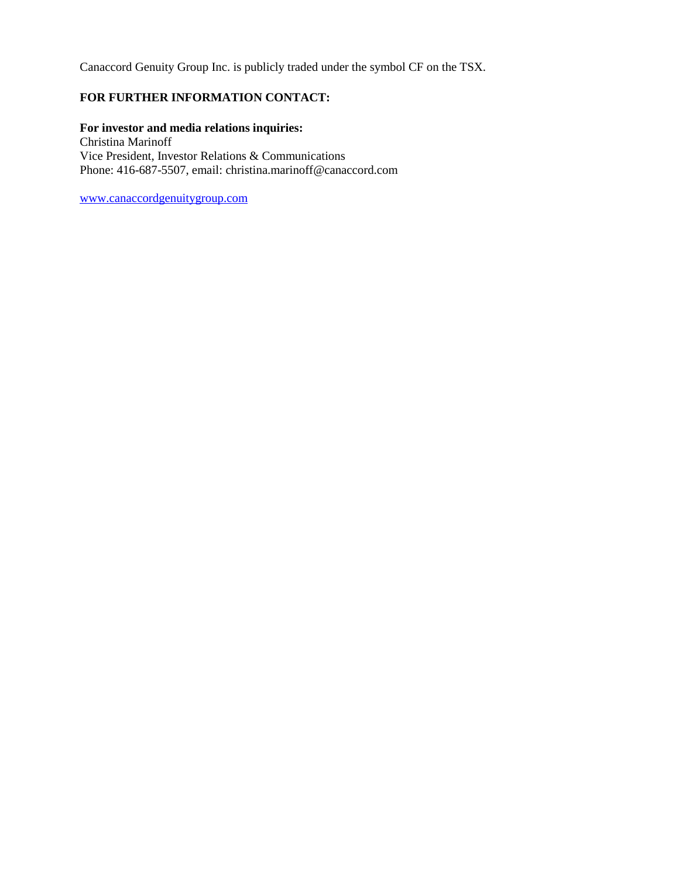Canaccord Genuity Group Inc. is publicly traded under the symbol CF on the TSX.

**FOR FURTHER INFORMATION CONTACT:**

**For investor and media relations inquiries:**
Christina Marinoff
Vice President, Investor Relations & Communications
Phone: 416-687-5507, email: christina.marinoff@canaccord.com

www.canaccordgenuitygroup.com